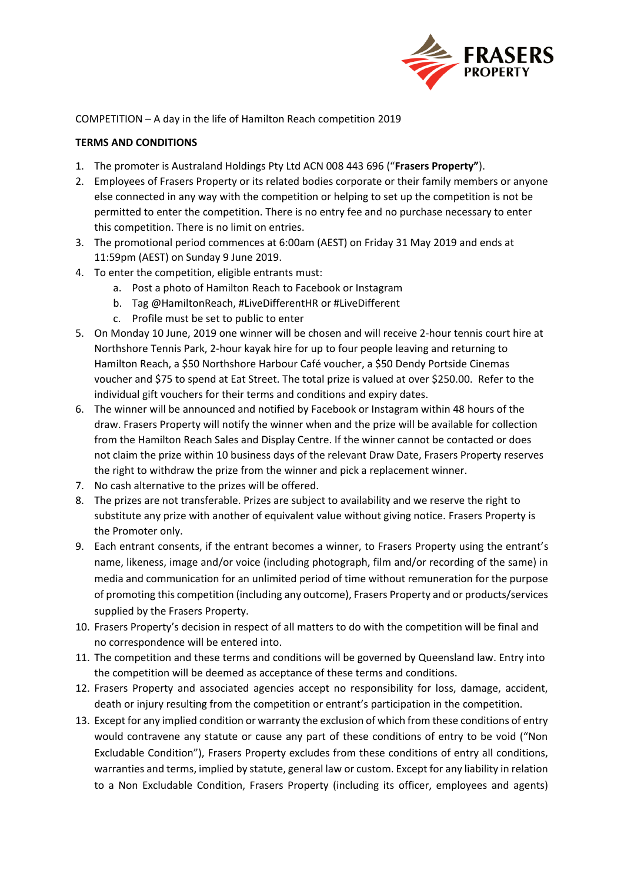COMPETITION – A day in the life of Hamilton Reach competition 2019

**TERMS AND CONDITIONS**

1. The promoter is Australand Holdings Pty Ltd ACN 008 443 696 ("**Frasers Property"**).
2. Employees of Frasers Property or its related bodies corporate or their family members or anyone else connected in any way with the competition or helping to set up the competition is not be permitted to enter the competition. There is no entry fee and no purchase necessary to enter this competition. There is no limit on entries.
3. The promotional period commences at 6:00am (AEST) on Friday 31 May 2019 and ends at 11:59pm (AEST) on Sunday 9 June 2019.
4. To enter the competition, eligible entrants must:
   a. Post a photo of Hamilton Reach to Facebook or Instagram
   b. Tag @HamiltonReach, #LiveDifferentHR or #LiveDifferent
   c. Profile must be set to public to enter
5. On Monday 10 June, 2019 one winner will be chosen and will receive 2-hour tennis court hire at Northshore Tennis Park, 2-hour kayak hire for up to four people leaving and returning to Hamilton Reach, a $50 Northshore Harbour Café voucher, a $50 Dendy Portside Cinemas voucher and $75 to spend at Eat Street. The total prize is valued at over $250.00. Refer to the individual gift vouchers for their terms and conditions and expiry dates.
6. The winner will be announced and notified by Facebook or Instagram within 48 hours of the draw. Frasers Property will notify the winner when and the prize will be available for collection from the Hamilton Reach Sales and Display Centre. If the winner cannot be contacted or does not claim the prize within 10 business days of the relevant Draw Date, Frasers Property reserves the right to withdraw the prize from the winner and pick a replacement winner.
7. No cash alternative to the prizes will be offered.
8. The prizes are not transferable. Prizes are subject to availability and we reserve the right to substitute any prize with another of equivalent value without giving notice. Frasers Property is the Promoter only.
9. Each entrant consents, if the entrant becomes a winner, to Frasers Property using the entrant's name, likeness, image and/or voice (including photograph, film and/or recording of the same) in media and communication for an unlimited period of time without remuneration for the purpose of promoting this competition (including any outcome), Frasers Property and or products/services supplied by the Frasers Property.
10. Frasers Property's decision in respect of all matters to do with the competition will be final and no correspondence will be entered into.
11. The competition and these terms and conditions will be governed by Queensland law. Entry into the competition will be deemed as acceptance of these terms and conditions.
12. Frasers Property and associated agencies accept no responsibility for loss, damage, accident, death or injury resulting from the competition or entrant's participation in the competition.
13. Except for any implied condition or warranty the exclusion of which from these conditions of entry would contravene any statute or cause any part of these conditions of entry to be void ("Non Excludable Condition"), Frasers Property excludes from these conditions of entry all conditions, warranties and terms, implied by statute, general law or custom. Except for any liability in relation to a Non Excludable Condition, Frasers Property (including its officer, employees and agents)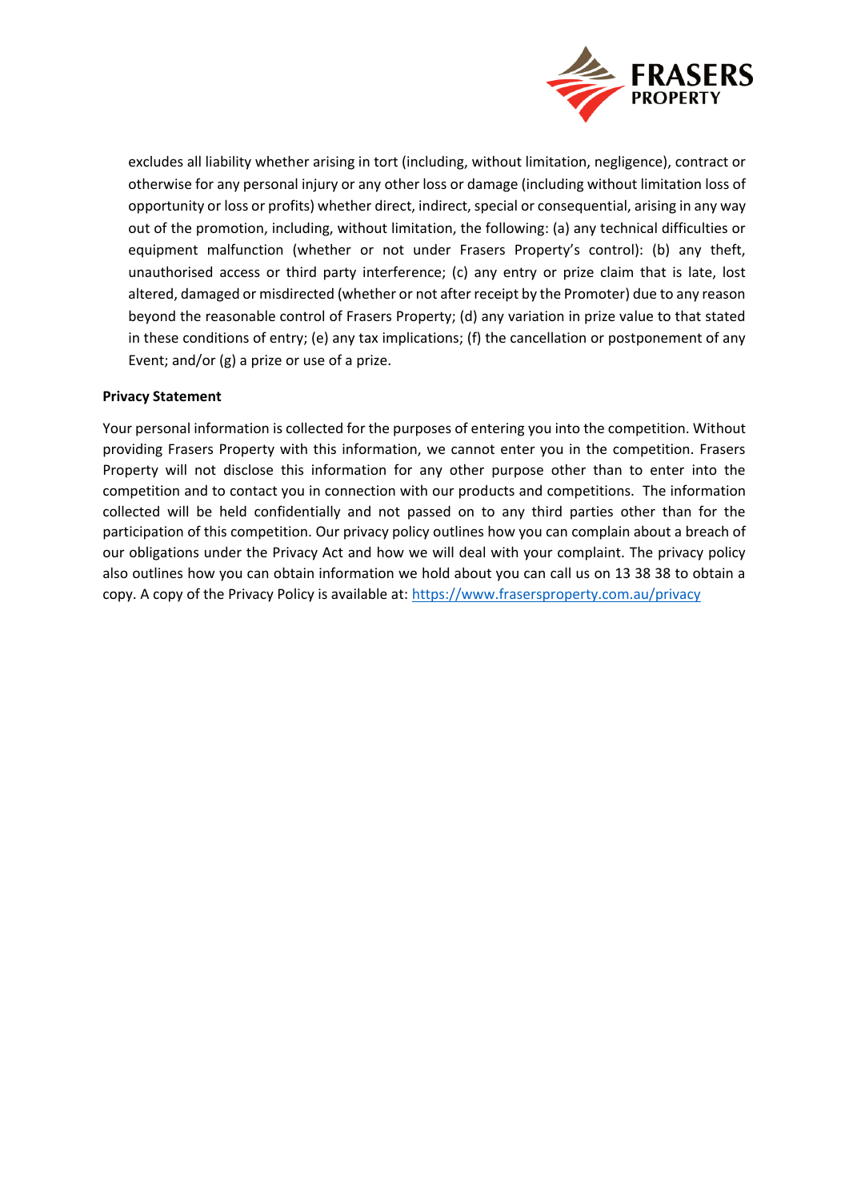excludes all liability whether arising in tort (including, without limitation, negligence), contract or otherwise for any personal injury or any other loss or damage (including without limitation loss of opportunity or loss or profits) whether direct, indirect, special or consequential, arising in any way out of the promotion, including, without limitation, the following: (a) any technical difficulties or equipment malfunction (whether or not under Frasers Property's control): (b) any theft, unauthorised access or third party interference; (c) any entry or prize claim that is late, lost altered, damaged or misdirected (whether or not after receipt by the Promoter) due to any reason beyond the reasonable control of Frasers Property; (d) any variation in prize value to that stated in these conditions of entry; (e) any tax implications; (f) the cancellation or postponement of any Event; and/or (g) a prize or use of a prize.

**Privacy Statement**

Your personal information is collected for the purposes of entering you into the competition. Without providing Frasers Property with this information, we cannot enter you in the competition. Frasers Property will not disclose this information for any other purpose other than to enter into the competition and to contact you in connection with our products and competitions. The information collected will be held confidentially and not passed on to any third parties other than for the participation of this competition. Our privacy policy outlines how you can complain about a breach of our obligations under the Privacy Act and how we will deal with your complaint. The privacy policy also outlines how you can obtain information we hold about you can call us on 13 38 38 to obtain a copy. A copy of the Privacy Policy is available at: [https://www.frasersproperty.com.au/privacy](https://www.frasersproperty.com.au/privacy)